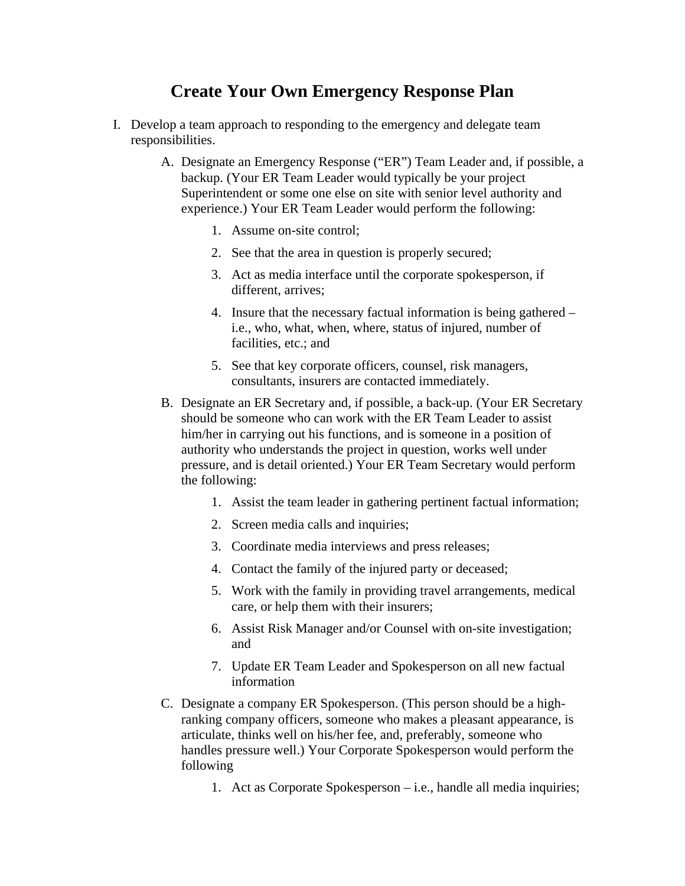# Create Your Own Emergency Response Plan

I. Develop a team approach to responding to the emergency and delegate team responsibilities.

   A. Designate an Emergency Response ("ER") Team Leader and, if possible, a backup. (Your ER Team Leader would typically be your project Superintendent or some one else on site with senior level authority and experience.) Your ER Team Leader would perform the following:

      1. Assume on-site control;
      2. See that the area in question is properly secured;
      3. Act as media interface until the corporate spokesperson, if different, arrives;
      4. Insure that the necessary factual information is being gathered – i.e., who, what, when, where, status of injured, number of facilities, etc.; and
      5. See that key corporate officers, counsel, risk managers, consultants, insurers are contacted immediately.

   B. Designate an ER Secretary and, if possible, a back-up. (Your ER Secretary should be someone who can work with the ER Team Leader to assist him/her in carrying out his functions, and is someone in a position of authority who understands the project in question, works well under pressure, and is detail oriented.) Your ER Team Secretary would perform the following:

      1. Assist the team leader in gathering pertinent factual information;
      2. Screen media calls and inquiries;
      3. Coordinate media interviews and press releases;
      4. Contact the family of the injured party or deceased;
      5. Work with the family in providing travel arrangements, medical care, or help them with their insurers;
      6. Assist Risk Manager and/or Counsel with on-site investigation; and
      7. Update ER Team Leader and Spokesperson on all new factual information

   C. Designate a company ER Spokesperson. (This person should be a high-ranking company officers, someone who makes a pleasant appearance, is articulate, thinks well on his/her fee, and, preferably, someone who handles pressure well.) Your Corporate Spokesperson would perform the following

      1. Act as Corporate Spokesperson – i.e., handle all media inquiries;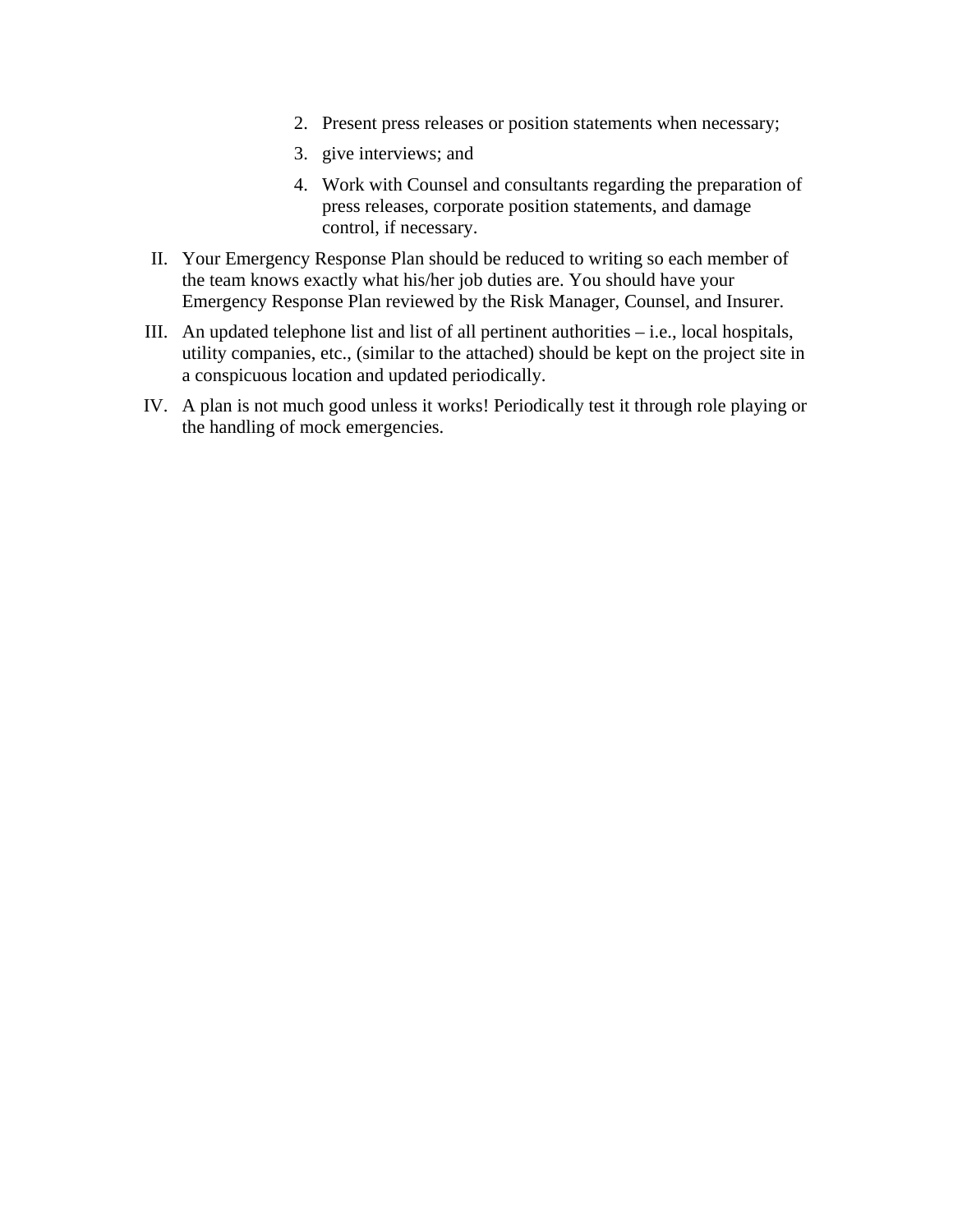2. Present press releases or position statements when necessary;
3. give interviews; and
4. Work with Counsel and consultants regarding the preparation of press releases, corporate position statements, and damage control, if necessary.

II. Your Emergency Response Plan should be reduced to writing so each member of the team knows exactly what his/her job duties are. You should have your Emergency Response Plan reviewed by the Risk Manager, Counsel, and Insurer.

III. An updated telephone list and list of all pertinent authorities – i.e., local hospitals, utility companies, etc., (similar to the attached) should be kept on the project site in a conspicuous location and updated periodically.

IV. A plan is not much good unless it works! Periodically test it through role playing or the handling of mock emergencies.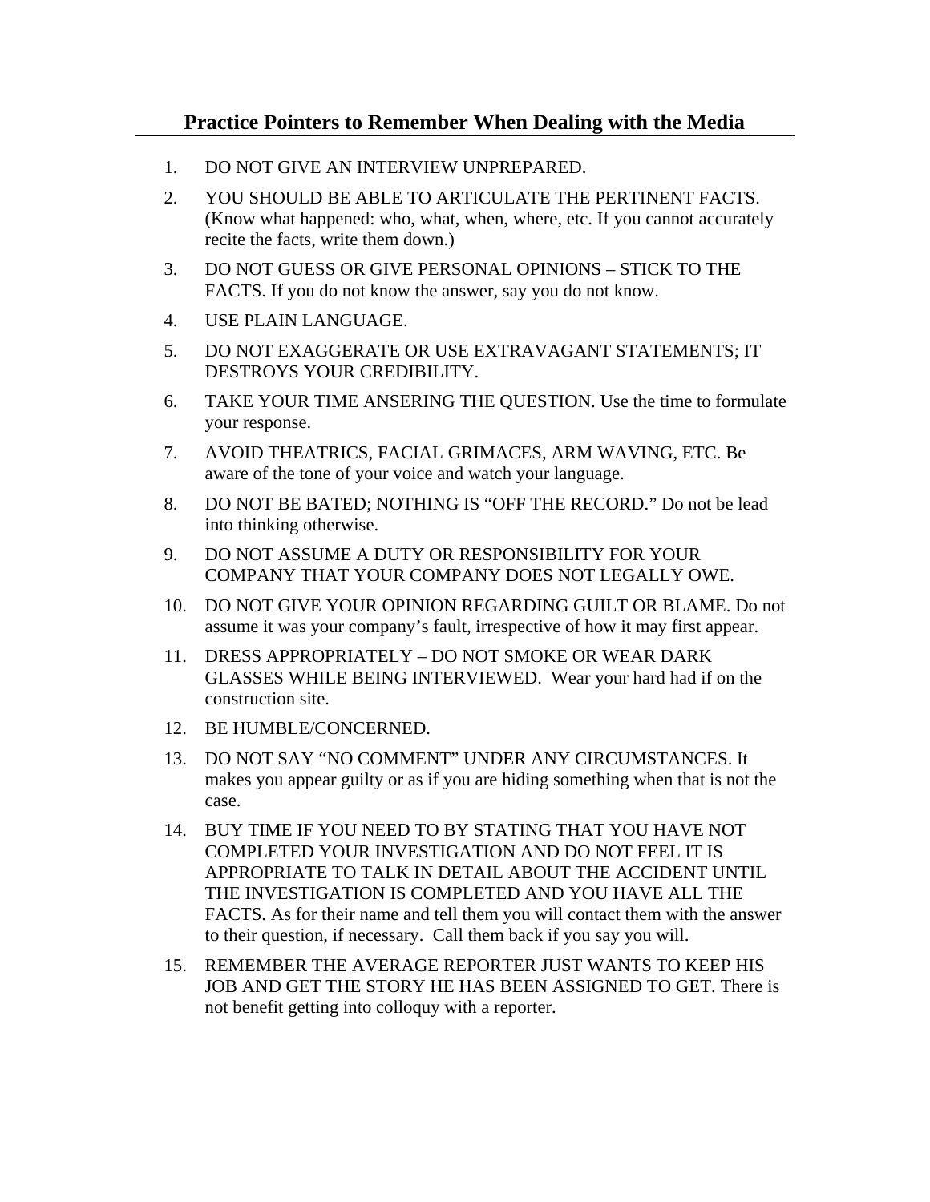## Practice Pointers to Remember When Dealing with the Media

1. DO NOT GIVE AN INTERVIEW UNPREPARED.
2. YOU SHOULD BE ABLE TO ARTICULATE THE PERTINENT FACTS. (Know what happened: who, what, when, where, etc. If you cannot accurately recite the facts, write them down.)
3. DO NOT GUESS OR GIVE PERSONAL OPINIONS – STICK TO THE FACTS. If you do not know the answer, say you do not know.
4. USE PLAIN LANGUAGE.
5. DO NOT EXAGGERATE OR USE EXTRAVAGANT STATEMENTS; IT DESTROYS YOUR CREDIBILITY.
6. TAKE YOUR TIME ANSERING THE QUESTION. Use the time to formulate your response.
7. AVOID THEATRICS, FACIAL GRIMACES, ARM WAVING, ETC. Be aware of the tone of your voice and watch your language.
8. DO NOT BE BATED; NOTHING IS "OFF THE RECORD." Do not be lead into thinking otherwise.
9. DO NOT ASSUME A DUTY OR RESPONSIBILITY FOR YOUR COMPANY THAT YOUR COMPANY DOES NOT LEGALLY OWE.
10. DO NOT GIVE YOUR OPINION REGARDING GUILT OR BLAME. Do not assume it was your company's fault, irrespective of how it may first appear.
11. DRESS APPROPRIATELY – DO NOT SMOKE OR WEAR DARK GLASSES WHILE BEING INTERVIEWED. Wear your hard had if on the construction site.
12. BE HUMBLE/CONCERNED.
13. DO NOT SAY "NO COMMENT" UNDER ANY CIRCUMSTANCES. It makes you appear guilty or as if you are hiding something when that is not the case.
14. BUY TIME IF YOU NEED TO BY STATING THAT YOU HAVE NOT COMPLETED YOUR INVESTIGATION AND DO NOT FEEL IT IS APPROPRIATE TO TALK IN DETAIL ABOUT THE ACCIDENT UNTIL THE INVESTIGATION IS COMPLETED AND YOU HAVE ALL THE FACTS. As for their name and tell them you will contact them with the answer to their question, if necessary. Call them back if you say you will.
15. REMEMBER THE AVERAGE REPORTER JUST WANTS TO KEEP HIS JOB AND GET THE STORY HE HAS BEEN ASSIGNED TO GET. There is not benefit getting into colloquy with a reporter.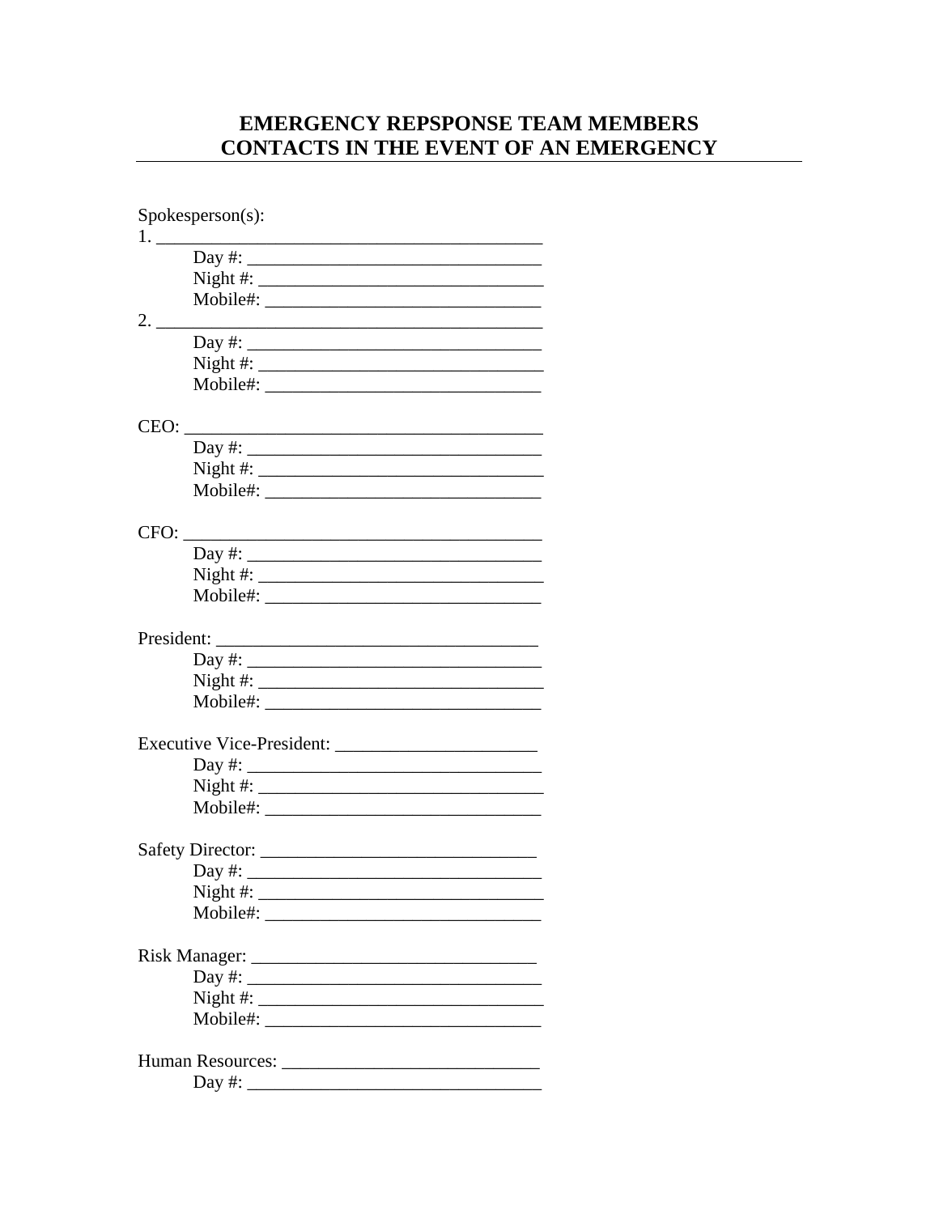# EMERGENCY REPSPONSE TEAM MEMBERS
# CONTACTS IN THE EVENT OF AN EMERGENCY

Spokesperson(s):

1. ____________________________________________
    - Day #: _________________________________
    - Night #: _______________________________
    - Mobile#: _______________________________
2. ____________________________________________
    - Day #: _________________________________
    - Night #: _______________________________
    - Mobile#: _______________________________

CEO: _________________________________________
- Day #: _________________________________
- Night #: _______________________________
- Mobile#: _______________________________

CFO: _________________________________________
- Day #: _________________________________
- Night #: _______________________________
- Mobile#: _______________________________

President: ____________________________________
- Day #: _________________________________
- Night #: _______________________________
- Mobile#: _______________________________

Executive Vice-President: ______________________
- Day #: _________________________________
- Night #: _______________________________
- Mobile#: _______________________________

Safety Director: _______________________________
- Day #: _________________________________
- Night #: _______________________________
- Mobile#: _______________________________

Risk Manager: ________________________________
- Day #: _________________________________
- Night #: _______________________________
- Mobile#: _______________________________

Human Resources: _____________________________
- Day #: _________________________________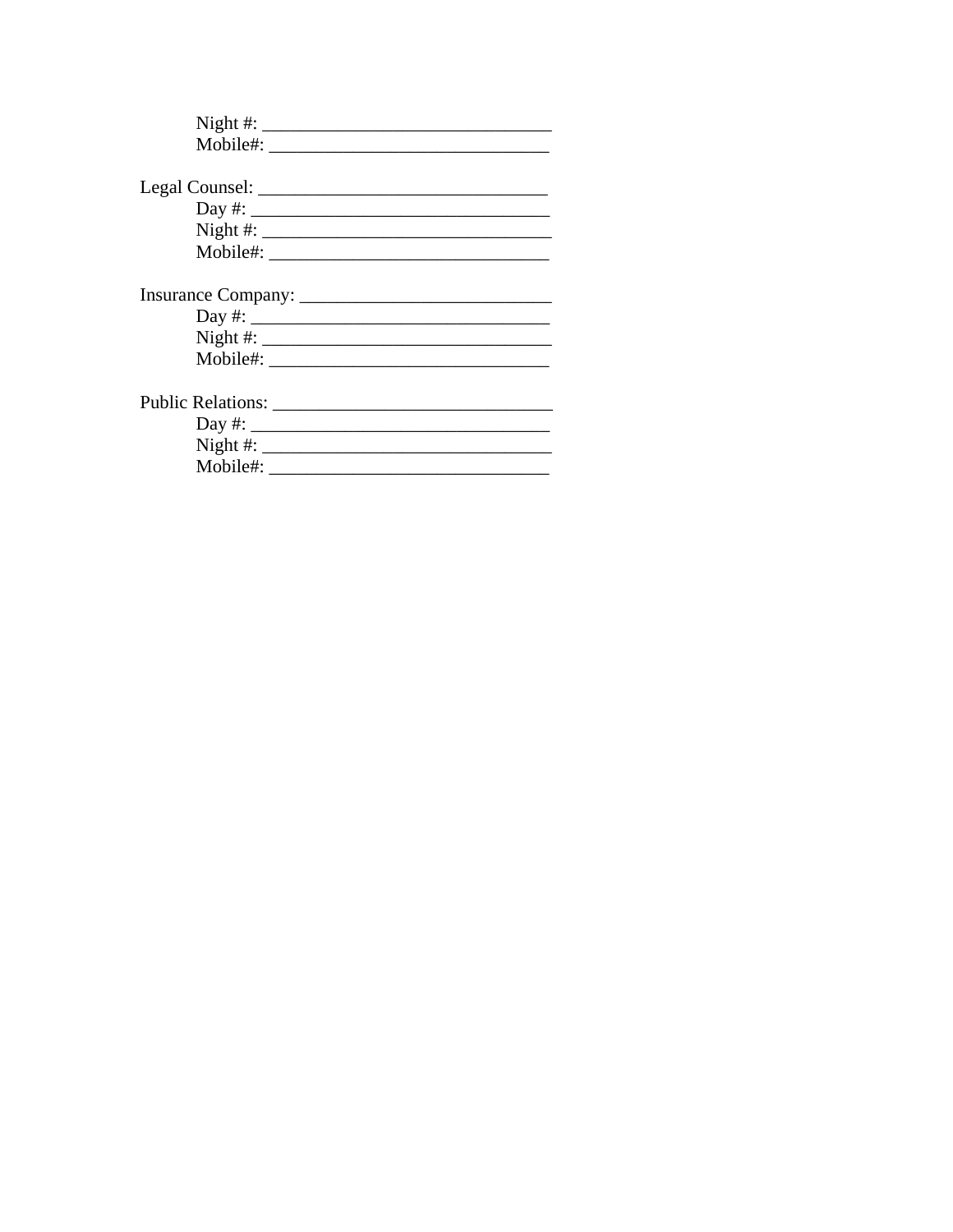Night #: _______________________________
Mobile#: ______________________________

Legal Counsel: _______________________________
Day #: _________________________________
Night #: _______________________________
Mobile#: ______________________________

Insurance Company: ___________________________
Day #: _________________________________
Night #: _______________________________
Mobile#: ______________________________

Public Relations: ______________________________
Day #: _________________________________
Night #: _______________________________
Mobile#: ______________________________